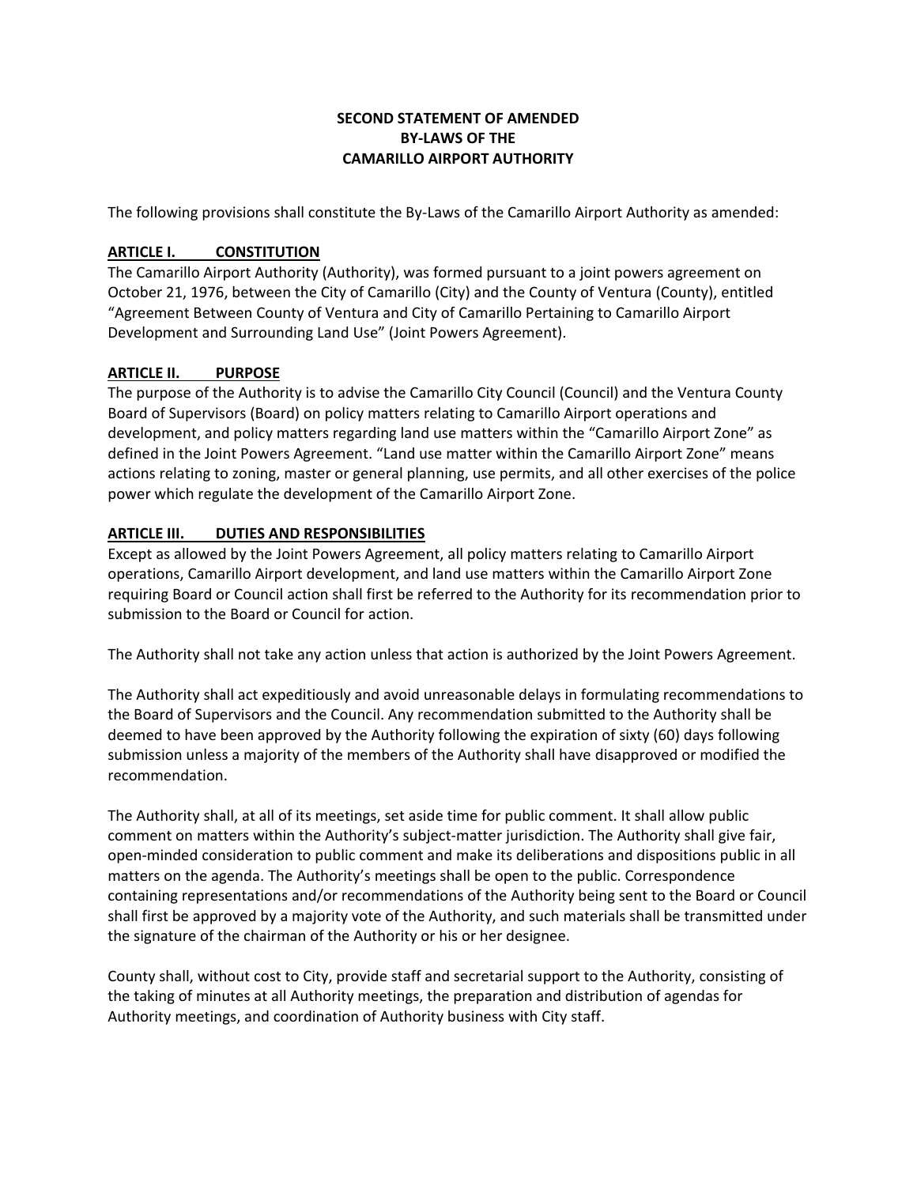# SECOND STATEMENT OF AMENDED BY-LAWS OF THE CAMARILLO AIRPORT AUTHORITY

The following provisions shall constitute the By-Laws of the Camarillo Airport Authority as amended:

## ARTICLE I. CONSTITUTION

The Camarillo Airport Authority (Authority), was formed pursuant to a joint powers agreement on October 21, 1976, between the City of Camarillo (City) and the County of Ventura (County), entitled "Agreement Between County of Ventura and City of Camarillo Pertaining to Camarillo Airport Development and Surrounding Land Use" (Joint Powers Agreement).

## ARTICLE II. PURPOSE

The purpose of the Authority is to advise the Camarillo City Council (Council) and the Ventura County Board of Supervisors (Board) on policy matters relating to Camarillo Airport operations and development, and policy matters regarding land use matters within the "Camarillo Airport Zone" as defined in the Joint Powers Agreement. "Land use matter within the Camarillo Airport Zone" means actions relating to zoning, master or general planning, use permits, and all other exercises of the police power which regulate the development of the Camarillo Airport Zone.

## ARTICLE III. DUTIES AND RESPONSIBILITIES

Except as allowed by the Joint Powers Agreement, all policy matters relating to Camarillo Airport operations, Camarillo Airport development, and land use matters within the Camarillo Airport Zone requiring Board or Council action shall first be referred to the Authority for its recommendation prior to submission to the Board or Council for action.

The Authority shall not take any action unless that action is authorized by the Joint Powers Agreement.

The Authority shall act expeditiously and avoid unreasonable delays in formulating recommendations to the Board of Supervisors and the Council. Any recommendation submitted to the Authority shall be deemed to have been approved by the Authority following the expiration of sixty (60) days following submission unless a majority of the members of the Authority shall have disapproved or modified the recommendation.

The Authority shall, at all of its meetings, set aside time for public comment. It shall allow public comment on matters within the Authority's subject-matter jurisdiction. The Authority shall give fair, open-minded consideration to public comment and make its deliberations and dispositions public in all matters on the agenda. The Authority's meetings shall be open to the public. Correspondence containing representations and/or recommendations of the Authority being sent to the Board or Council shall first be approved by a majority vote of the Authority, and such materials shall be transmitted under the signature of the chairman of the Authority or his or her designee.

County shall, without cost to City, provide staff and secretarial support to the Authority, consisting of the taking of minutes at all Authority meetings, the preparation and distribution of agendas for Authority meetings, and coordination of Authority business with City staff.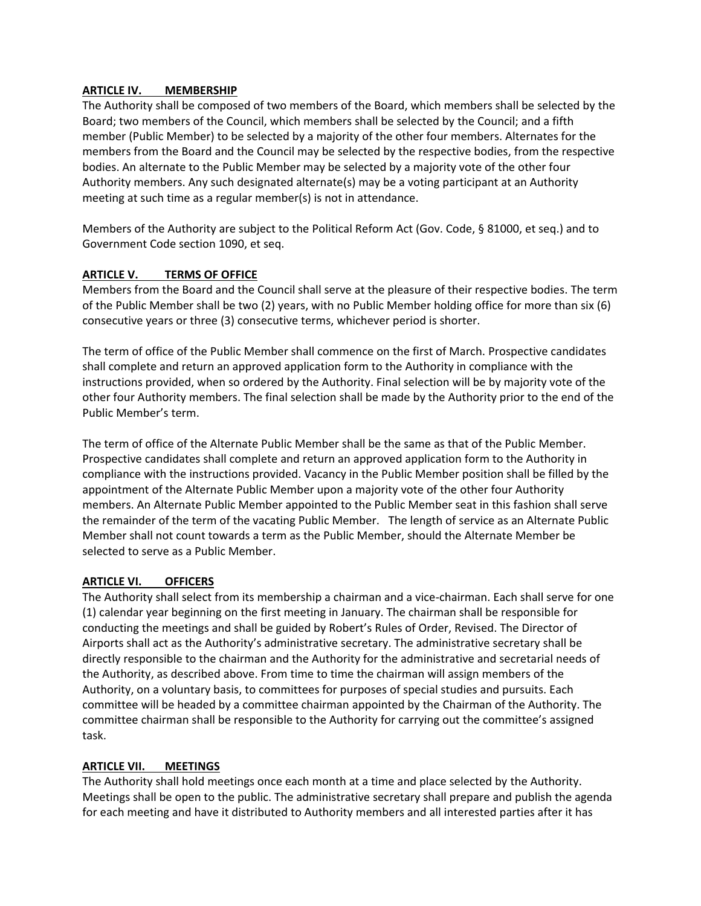## ARTICLE IV. MEMBERSHIP

The Authority shall be composed of two members of the Board, which members shall be selected by the Board; two members of the Council, which members shall be selected by the Council; and a fifth member (Public Member) to be selected by a majority of the other four members. Alternates for the members from the Board and the Council may be selected by the respective bodies, from the respective bodies. An alternate to the Public Member may be selected by a majority vote of the other four Authority members. Any such designated alternate(s) may be a voting participant at an Authority meeting at such time as a regular member(s) is not in attendance.

Members of the Authority are subject to the Political Reform Act (Gov. Code, § 81000, et seq.) and to Government Code section 1090, et seq.

## ARTICLE V. TERMS OF OFFICE

Members from the Board and the Council shall serve at the pleasure of their respective bodies. The term of the Public Member shall be two (2) years, with no Public Member holding office for more than six (6) consecutive years or three (3) consecutive terms, whichever period is shorter.

The term of office of the Public Member shall commence on the first of March. Prospective candidates shall complete and return an approved application form to the Authority in compliance with the instructions provided, when so ordered by the Authority. Final selection will be by majority vote of the other four Authority members. The final selection shall be made by the Authority prior to the end of the Public Member's term.

The term of office of the Alternate Public Member shall be the same as that of the Public Member. Prospective candidates shall complete and return an approved application form to the Authority in compliance with the instructions provided. Vacancy in the Public Member position shall be filled by the appointment of the Alternate Public Member upon a majority vote of the other four Authority members. An Alternate Public Member appointed to the Public Member seat in this fashion shall serve the remainder of the term of the vacating Public Member. The length of service as an Alternate Public Member shall not count towards a term as the Public Member, should the Alternate Member be selected to serve as a Public Member.

## ARTICLE VI. OFFICERS

The Authority shall select from its membership a chairman and a vice-chairman. Each shall serve for one (1) calendar year beginning on the first meeting in January. The chairman shall be responsible for conducting the meetings and shall be guided by Robert's Rules of Order, Revised. The Director of Airports shall act as the Authority's administrative secretary. The administrative secretary shall be directly responsible to the chairman and the Authority for the administrative and secretarial needs of the Authority, as described above. From time to time the chairman will assign members of the Authority, on a voluntary basis, to committees for purposes of special studies and pursuits. Each committee will be headed by a committee chairman appointed by the Chairman of the Authority. The committee chairman shall be responsible to the Authority for carrying out the committee's assigned task.

## ARTICLE VII. MEETINGS

The Authority shall hold meetings once each month at a time and place selected by the Authority. Meetings shall be open to the public. The administrative secretary shall prepare and publish the agenda for each meeting and have it distributed to Authority members and all interested parties after it has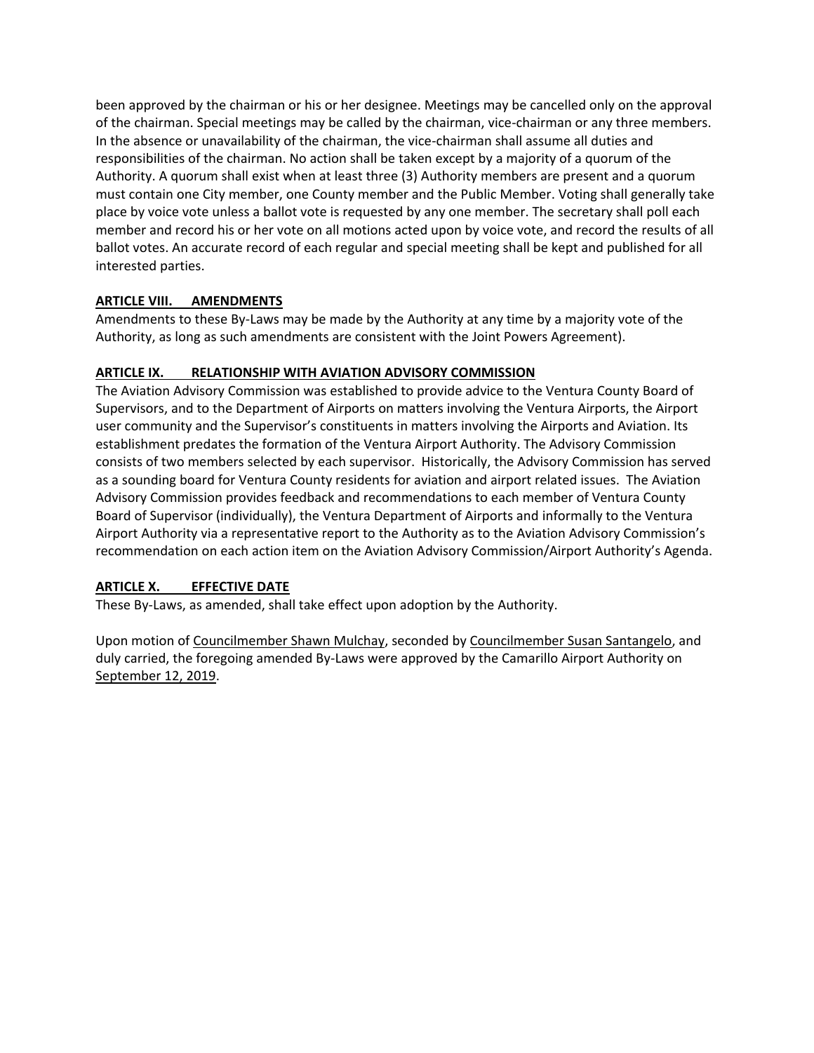been approved by the chairman or his or her designee. Meetings may be cancelled only on the approval of the chairman. Special meetings may be called by the chairman, vice-chairman or any three members. In the absence or unavailability of the chairman, the vice-chairman shall assume all duties and responsibilities of the chairman. No action shall be taken except by a majority of a quorum of the Authority. A quorum shall exist when at least three (3) Authority members are present and a quorum must contain one City member, one County member and the Public Member. Voting shall generally take place by voice vote unless a ballot vote is requested by any one member. The secretary shall poll each member and record his or her vote on all motions acted upon by voice vote, and record the results of all ballot votes. An accurate record of each regular and special meeting shall be kept and published for all interested parties.

## ARTICLE VIII. AMENDMENTS

Amendments to these By-Laws may be made by the Authority at any time by a majority vote of the Authority, as long as such amendments are consistent with the Joint Powers Agreement).

## ARTICLE IX. RELATIONSHIP WITH AVIATION ADVISORY COMMISSION

The Aviation Advisory Commission was established to provide advice to the Ventura County Board of Supervisors, and to the Department of Airports on matters involving the Ventura Airports, the Airport user community and the Supervisor's constituents in matters involving the Airports and Aviation. Its establishment predates the formation of the Ventura Airport Authority. The Advisory Commission consists of two members selected by each supervisor. Historically, the Advisory Commission has served as a sounding board for Ventura County residents for aviation and airport related issues. The Aviation Advisory Commission provides feedback and recommendations to each member of Ventura County Board of Supervisor (individually), the Ventura Department of Airports and informally to the Ventura Airport Authority via a representative report to the Authority as to the Aviation Advisory Commission's recommendation on each action item on the Aviation Advisory Commission/Airport Authority's Agenda.

## ARTICLE X. EFFECTIVE DATE

These By-Laws, as amended, shall take effect upon adoption by the Authority.

Upon motion of Councilmember Shawn Mulchay, seconded by Councilmember Susan Santangelo, and duly carried, the foregoing amended By-Laws were approved by the Camarillo Airport Authority on September 12, 2019.